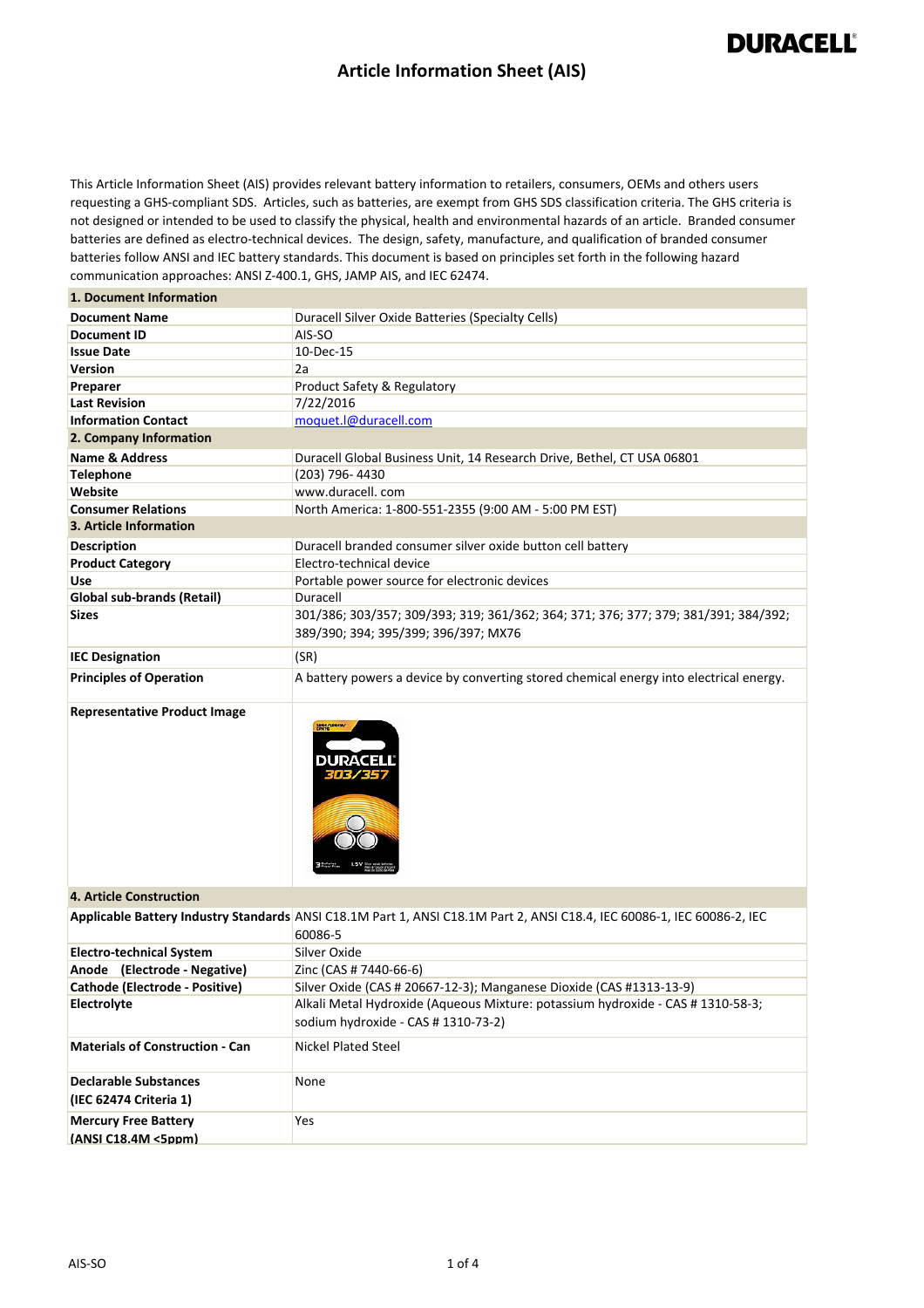# Article Information Sheet (AIS)

This Article Information Sheet (AIS) provides relevant battery information to retailers, consumers, OEMs and others users requesting a GHS-compliant SDS. Articles, such as batteries, are exempt from GHS SDS classification criteria. The GHS criteria is not designed or intended to be used to classify the physical, health and environmental hazards of an article. Branded consumer batteries are defined as electro-technical devices. The design, safety, manufacture, and qualification of branded consumer batteries follow ANSI and IEC battery standards. This document is based on principles set forth in the following hazard communication approaches: ANSI Z-400.1, GHS, JAMP AIS, and IEC 62474.

| **1. Document Information** | |
|---|---|
| **Document Name** | Duracell Silver Oxide Batteries (Specialty Cells) |
| **Document ID** | AIS-SO |
| **Issue Date** | 10-Dec-15 |
| **Version** | 2a |
| **Preparer** | Product Safety & Regulatory |
| **Last Revision** | 7/22/2016 |
| **Information Contact** | moquet.l@duracell.com |
| **2. Company Information** | |
| **Name & Address** | Duracell Global Business Unit, 14 Research Drive, Bethel, CT USA 06801 |
| **Telephone** | (203) 796- 4430 |
| **Website** | www.duracell. com |
| **Consumer Relations** | North America: 1-800-551-2355 (9:00 AM - 5:00 PM EST) |
| **3. Article Information** | |
| **Description** | Duracell branded consumer silver oxide button cell battery |
| **Product Category** | Electro-technical device |
| **Use** | Portable power source for electronic devices |
| **Global sub-brands (Retail)** | Duracell |
| **Sizes** | 301/386; 303/357; 309/393; 319; 361/362; 364; 371; 376; 377; 379; 381/391; 384/392; 389/390; 394; 395/399; 396/397; MX76 |
| **IEC Designation** | (SR) |
| **Principles of Operation** | A battery powers a device by converting stored chemical energy into electrical energy. |
| **Representative Product Image** | |
| **4. Article Construction** | |
| **Applicable Battery Industry Standards** | ANSI C18.1M Part 1, ANSI C18.1M Part 2, ANSI C18.4, IEC 60086-1, IEC 60086-2, IEC 60086-5 |
| **Electro-technical System** | Silver Oxide |
| **Anode (Electrode - Negative)** | Zinc (CAS # 7440-66-6) |
| **Cathode (Electrode - Positive)** | Silver Oxide (CAS # 20667-12-3); Manganese Dioxide (CAS #1313-13-9) |
| **Electrolyte** | Alkali Metal Hydroxide (Aqueous Mixture: potassium hydroxide - CAS # 1310-58-3; sodium hydroxide - CAS # 1310-73-2) |
| **Materials of Construction - Can** | Nickel Plated Steel |
| **Declarable Substances (IEC 62474 Criteria 1)** | None |
| **Mercury Free Battery (ANSI C18.4M <5ppm)** | Yes |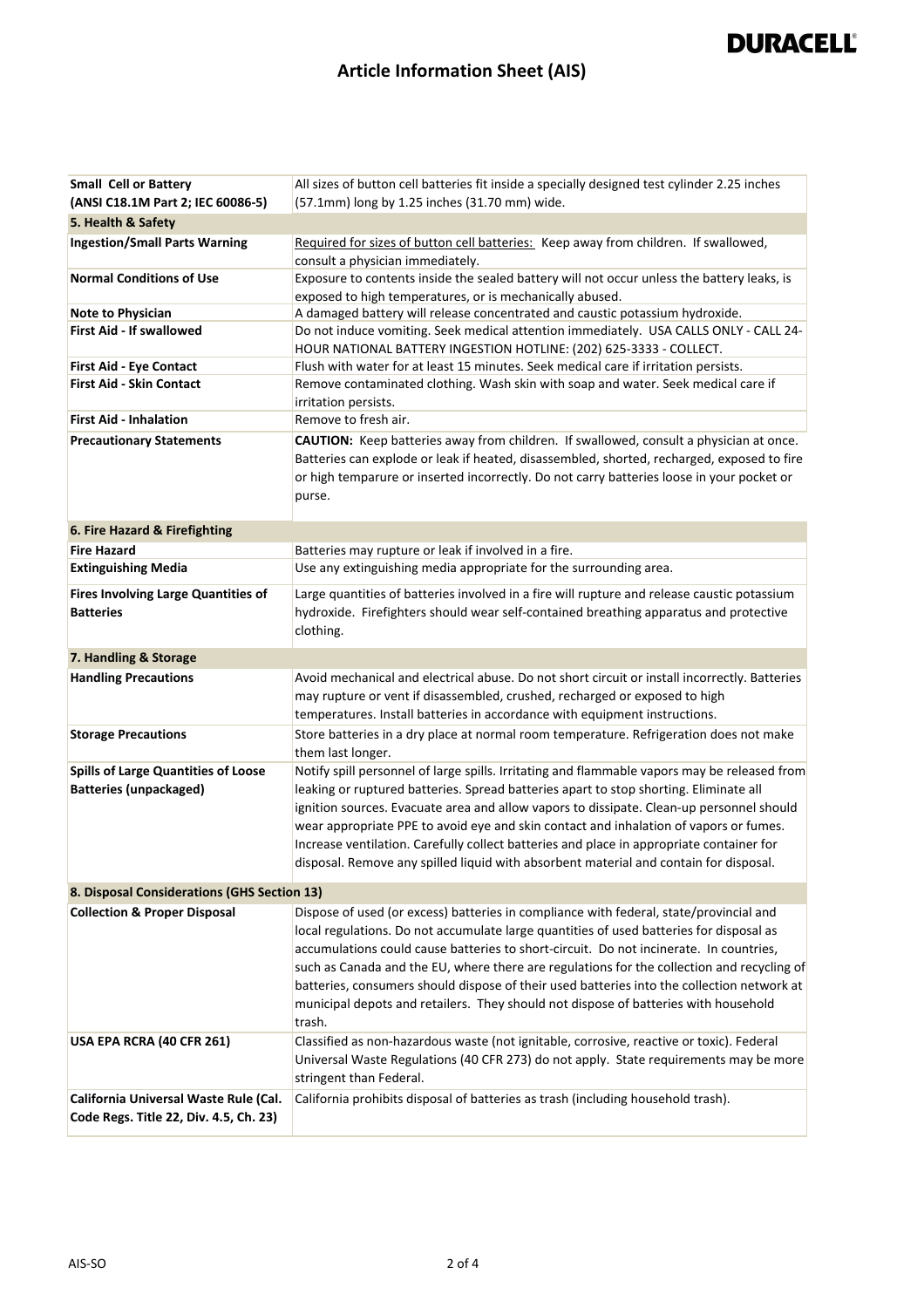# Article Information Sheet (AIS)

| | |
|---|---|
| **Small Cell or Battery (ANSI C18.1M Part 2; IEC 60086-5)** | All sizes of button cell batteries fit inside a specially designed test cylinder 2.25 inches (57.1mm) long by 1.25 inches (31.70 mm) wide. |
| **5. Health & Safety** | |
| **Ingestion/Small Parts Warning** | Required for sizes of button cell batteries: Keep away from children. If swallowed, consult a physician immediately. |
| **Normal Conditions of Use** | Exposure to contents inside the sealed battery will not occur unless the battery leaks, is exposed to high temperatures, or is mechanically abused. |
| **Note to Physician** | A damaged battery will release concentrated and caustic potassium hydroxide. |
| **First Aid - If swallowed** | Do not induce vomiting. Seek medical attention immediately. USA CALLS ONLY - CALL 24-HOUR NATIONAL BATTERY INGESTION HOTLINE: (202) 625-3333 - COLLECT. |
| **First Aid - Eye Contact** | Flush with water for at least 15 minutes. Seek medical care if irritation persists. |
| **First Aid - Skin Contact** | Remove contaminated clothing. Wash skin with soap and water. Seek medical care if irritation persists. |
| **First Aid - Inhalation** | Remove to fresh air. |
| **Precautionary Statements** | **CAUTION:** Keep batteries away from children. If swallowed, consult a physician at once. Batteries can explode or leak if heated, disassembled, shorted, recharged, exposed to fire or high temparure or inserted incorrectly. Do not carry batteries loose in your pocket or purse. |
| **6. Fire Hazard & Firefighting** | |
| **Fire Hazard** | Batteries may rupture or leak if involved in a fire. |
| **Extinguishing Media** | Use any extinguishing media appropriate for the surrounding area. |
| **Fires Involving Large Quantities of Batteries** | Large quantities of batteries involved in a fire will rupture and release caustic potassium hydroxide. Firefighters should wear self-contained breathing apparatus and protective clothing. |
| **7. Handling & Storage** | |
| **Handling Precautions** | Avoid mechanical and electrical abuse. Do not short circuit or install incorrectly. Batteries may rupture or vent if disassembled, crushed, recharged or exposed to high temperatures. Install batteries in accordance with equipment instructions. |
| **Storage Precautions** | Store batteries in a dry place at normal room temperature. Refrigeration does not make them last longer. |
| **Spills of Large Quantities of Loose Batteries (unpackaged)** | Notify spill personnel of large spills. Irritating and flammable vapors may be released from leaking or ruptured batteries. Spread batteries apart to stop shorting. Eliminate all ignition sources. Evacuate area and allow vapors to dissipate. Clean-up personnel should wear appropriate PPE to avoid eye and skin contact and inhalation of vapors or fumes. Increase ventilation. Carefully collect batteries and place in appropriate container for disposal. Remove any spilled liquid with absorbent material and contain for disposal. |
| **8. Disposal Considerations (GHS Section 13)** | |
| **Collection & Proper Disposal** | Dispose of used (or excess) batteries in compliance with federal, state/provincial and local regulations. Do not accumulate large quantities of used batteries for disposal as accumulations could cause batteries to short-circuit. Do not incinerate. In countries, such as Canada and the EU, where there are regulations for the collection and recycling of batteries, consumers should dispose of their used batteries into the collection network at municipal depots and retailers. They should not dispose of batteries with household trash. |
| **USA EPA RCRA (40 CFR 261)** | Classified as non-hazardous waste (not ignitable, corrosive, reactive or toxic). Federal Universal Waste Regulations (40 CFR 273) do not apply. State requirements may be more stringent than Federal. |
| **California Universal Waste Rule (Cal. Code Regs. Title 22, Div. 4.5, Ch. 23)** | California prohibits disposal of batteries as trash (including household trash). |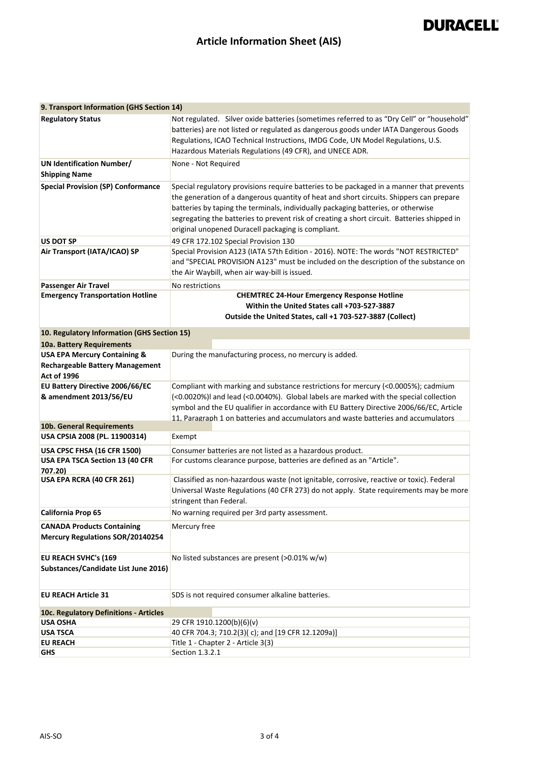| 9. Transport Information (GHS Section 14) | |
|---|---|
| **Regulatory Status** | Not regulated. Silver oxide batteries (sometimes referred to as “Dry Cell” or “household” batteries) are not listed or regulated as dangerous goods under IATA Dangerous Goods Regulations, ICAO Technical Instructions, IMDG Code, UN Model Regulations, U.S. Hazardous Materials Regulations (49 CFR), and UNECE ADR. |
| **UN Identification Number/ Shipping Name** | None - Not Required |
| **Special Provision (SP) Conformance** | Special regulatory provisions require batteries to be packaged in a manner that prevents the generation of a dangerous quantity of heat and short circuits. Shippers can prepare batteries by taping the terminals, individually packaging batteries, or otherwise segregating the batteries to prevent risk of creating a short circuit. Batteries shipped in original unopened Duracell packaging is compliant. |
| **US DOT SP** | 49 CFR 172.102 Special Provision 130 |
| **Air Transport (IATA/ICAO) SP** | Special Provision A123 (IATA 57th Edition - 2016). NOTE: The words "NOT RESTRICTED" and "SPECIAL PROVISION A123" must be included on the description of the substance on the Air Waybill, when air way-bill is issued. |
| **Passenger Air Travel** | No restrictions |
| **Emergency Transportation Hotline** | **CHEMTREC 24-Hour Emergency Response Hotline**<br>**Within the United States call +703-527-3887**<br>**Outside the United States, call +1 703-527-3887 (Collect)** |

| 10. Regulatory Information (GHS Section 15) | |
|---|---|
| **10a. Battery Requirements** | |
| **USA EPA Mercury Containing & Rechargeable Battery Management Act of 1996** | During the manufacturing process, no mercury is added. |
| **EU Battery Directive 2006/66/EC & amendment 2013/56/EU** | Compliant with marking and substance restrictions for mercury (<0.0005%); cadmium (<0.0020%)l and lead (<0.0040%). Global labels are marked with the special collection symbol and the EU qualifier in accordance with EU Battery Directive 2006/66/EC, Article 11, Paragraph 1 on batteries and accumulators and waste batteries and accumulators |
| **10b. General Requirements** | |
| **USA CPSIA 2008 (PL. 11900314)** | Exempt |
| **USA CPSC FHSA (16 CFR 1500)** | Consumer batteries are not listed as a hazardous product. |
| **USA EPA TSCA Section 13 (40 CFR 707.20)** | For customs clearance purpose, batteries are defined as an "Article". |
| **USA EPA RCRA (40 CFR 261)** | Classified as non-hazardous waste (not ignitable, corrosive, reactive or toxic). Federal Universal Waste Regulations (40 CFR 273) do not apply. State requirements may be more stringent than Federal. |
| **California Prop 65** | No warning required per 3rd party assessment. |
| **CANADA Products Containing Mercury Regulations SOR/20140254** | Mercury free |
| **EU REACH SVHC's (169 Substances/Candidate List June 2016)** | No listed substances are present (>0.01% w/w) |
| **EU REACH Article 31** | SDS is not required consumer alkaline batteries. |
| **10c. Regulatory Definitions - Articles** | |
| **USA OSHA** | 29 CFR 1910.1200(b)(6)(v) |
| **USA TSCA** | 40 CFR 704.3; 710.2(3)( c); and [19 CFR 12.1209a)] |
| **EU REACH** | Title 1 - Chapter 2 - Article 3(3) |
| **GHS** | Section 1.3.2.1 |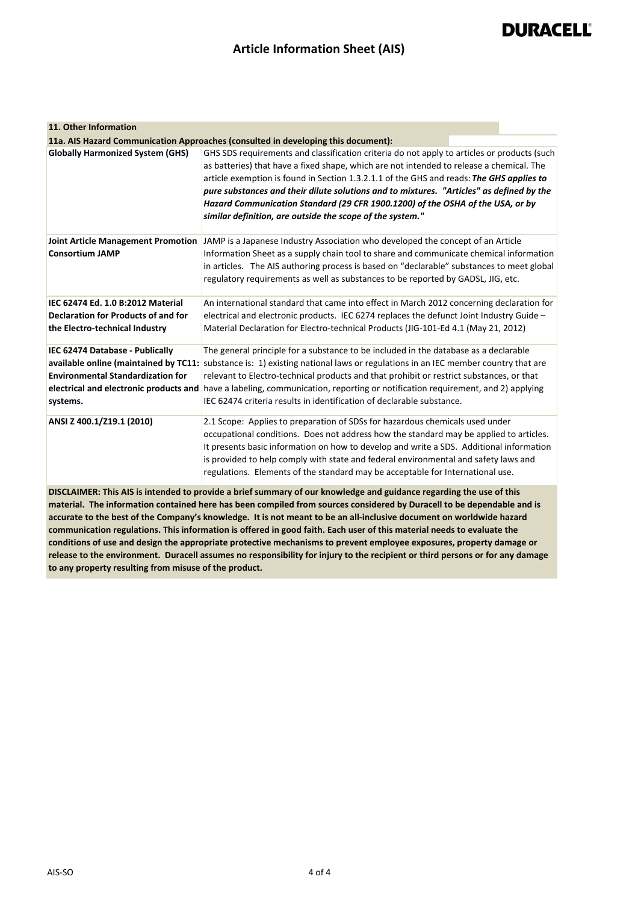## 11. Other Information

### 11a. AIS Hazard Communication Approaches (consulted in developing this document):

| | |
|---|---|
| **Globally Harmonized System (GHS)** | GHS SDS requirements and classification criteria do not apply to articles or products (such as batteries) that have a fixed shape, which are not intended to release a chemical. The article exemption is found in Section 1.3.2.1.1 of the GHS and reads: ***The GHS applies to pure substances and their dilute solutions and to mixtures. "Articles" as defined by the Hazard Communication Standard (29 CFR 1900.1200) of the OSHA of the USA, or by similar definition, are outside the scope of the system."*** |
| **Joint Article Management Promotion Consortium JAMP** | JAMP is a Japanese Industry Association who developed the concept of an Article Information Sheet as a supply chain tool to share and communicate chemical information in articles. The AIS authoring process is based on "declarable" substances to meet global regulatory requirements as well as substances to be reported by GADSL, JIG, etc. |
| **IEC 62474 Ed. 1.0 B:2012 Material Declaration for Products of and for the Electro-technical Industry** | An international standard that came into effect in March 2012 concerning declaration for electrical and electronic products. IEC 6274 replaces the defunct Joint Industry Guide – Material Declaration for Electro-technical Products (JIG-101-Ed 4.1 (May 21, 2012) |
| **IEC 62474 Database - Publically available online (maintained by TC11: Environmental Standardization for electrical and electronic products and systems.** | The general principle for a substance to be included in the database as a declarable substance is: 1) existing national laws or regulations in an IEC member country that are relevant to Electro-technical products and that prohibit or restrict substances, or that have a labeling, communication, reporting or notification requirement, and 2) applying IEC 62474 criteria results in identification of declarable substance. |
| **ANSI Z 400.1/Z19.1 (2010)** | 2.1 Scope: Applies to preparation of SDSs for hazardous chemicals used under occupational conditions. Does not address how the standard may be applied to articles. It presents basic information on how to develop and write a SDS. Additional information is provided to help comply with state and federal environmental and safety laws and regulations. Elements of the standard may be acceptable for International use. |

**DISCLAIMER: This AIS is intended to provide a brief summary of our knowledge and guidance regarding the use of this material. The information contained here has been compiled from sources considered by Duracell to be dependable and is accurate to the best of the Company's knowledge. It is not meant to be an all-inclusive document on worldwide hazard communication regulations. This information is offered in good faith. Each user of this material needs to evaluate the conditions of use and design the appropriate protective mechanisms to prevent employee exposures, property damage or release to the environment. Duracell assumes no responsibility for injury to the recipient or third persons or for any damage to any property resulting from misuse of the product.**